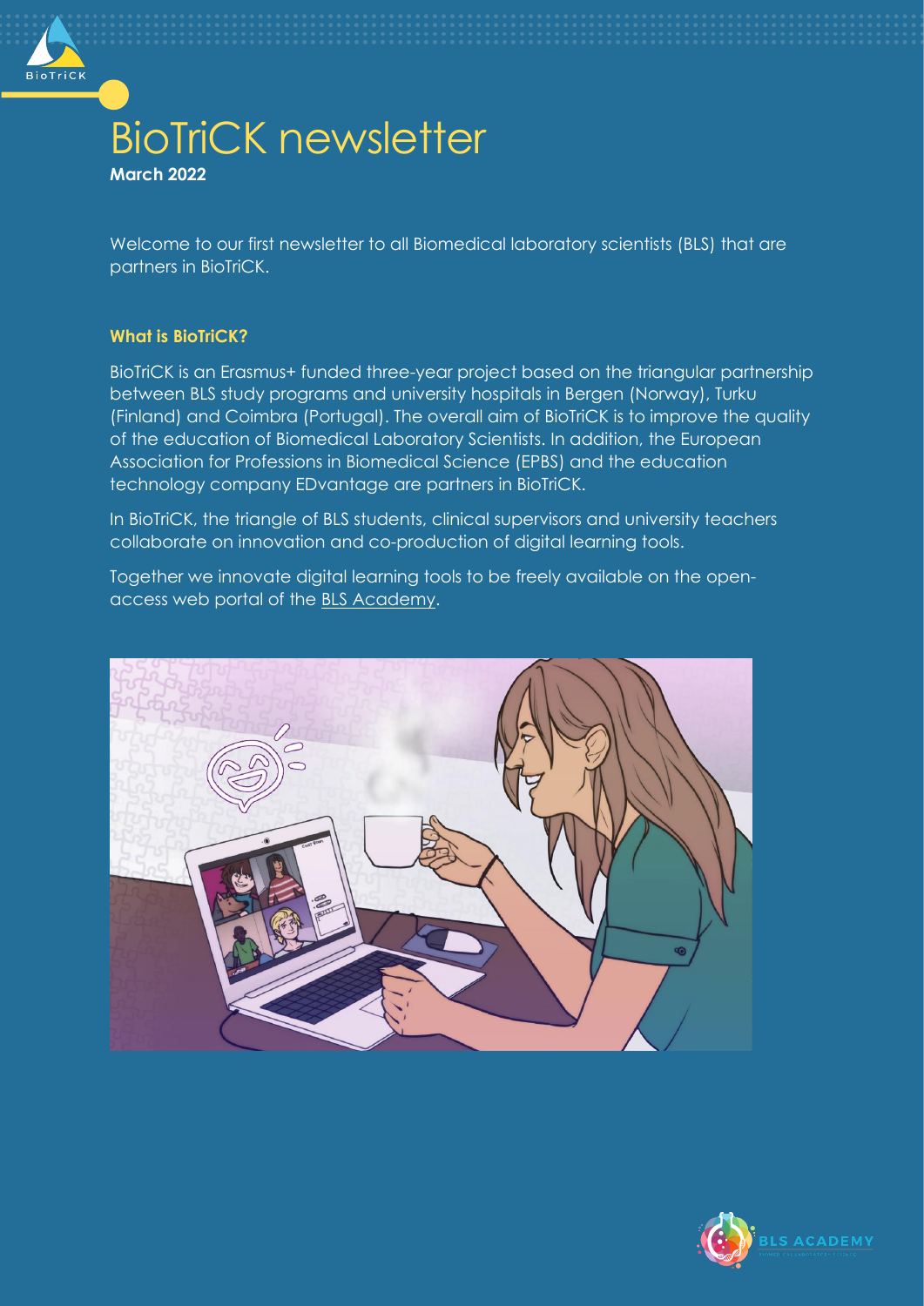# BioTriCK newsletter

**March 2022**

Welcome to our first newsletter to all Biomedical laboratory scientists (BLS) that are partners in BioTriCK.

## What is BioTriCK?

BioTriCK is an Erasmus+ funded three-year project based on the triangular partnership between BLS study programs and university hospitals in Bergen (Norway), Turku (Finland) and Coimbra (Portugal). The overall aim of BioTriCK is to improve the quality of the education of Biomedical Laboratory Scientists. In addition, the European Association for Professions in Biomedical Science (EPBS) and the education technology company EDvantage are partners in BioTriCK.

In BioTriCK, the triangle of BLS students, clinical supervisors and university teachers collaborate on innovation and co-production of digital learning tools.

Together we innovate digital learning tools to be freely available on the open-access web portal of the BLS Academy.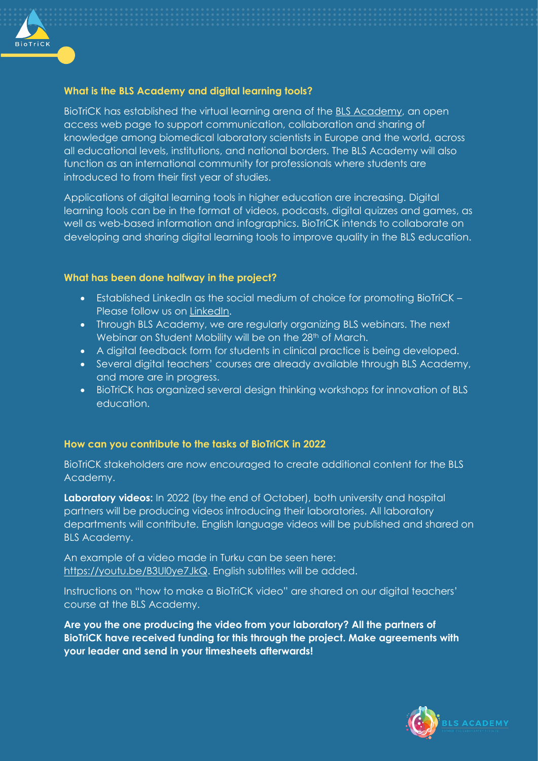### What is the BLS Academy and digital learning tools?

BioTriCK has established the virtual learning arena of the BLS Academy, an open access web page to support communication, collaboration and sharing of knowledge among biomedical laboratory scientists in Europe and the world, across all educational levels, institutions, and national borders. The BLS Academy will also function as an international community for professionals where students are introduced to from their first year of studies.

Applications of digital learning tools in higher education are increasing. Digital learning tools can be in the format of videos, podcasts, digital quizzes and games, as well as web-based information and infographics. BioTriCK intends to collaborate on developing and sharing digital learning tools to improve quality in the BLS education.

### What has been done halfway in the project?

- Established LinkedIn as the social medium of choice for promoting BioTriCK – Please follow us on LinkedIn.
- Through BLS Academy, we are regularly organizing BLS webinars. The next Webinar on Student Mobility will be on the 28th of March.
- A digital feedback form for students in clinical practice is being developed.
- Several digital teachers' courses are already available through BLS Academy, and more are in progress.
- BioTriCK has organized several design thinking workshops for innovation of BLS education.

### How can you contribute to the tasks of BioTriCK in 2022

BioTriCK stakeholders are now encouraged to create additional content for the BLS Academy.

**Laboratory videos:** In 2022 (by the end of October), both university and hospital partners will be producing videos introducing their laboratories. All laboratory departments will contribute. English language videos will be published and shared on BLS Academy.

An example of a video made in Turku can be seen here: https://youtu.be/B3Ul0ye7JkQ. English subtitles will be added.

Instructions on "how to make a BioTriCK video" are shared on our digital teachers' course at the BLS Academy.

**Are you the one producing the video from your laboratory? All the partners of BioTriCK have received funding for this through the project. Make agreements with your leader and send in your timesheets afterwards!**